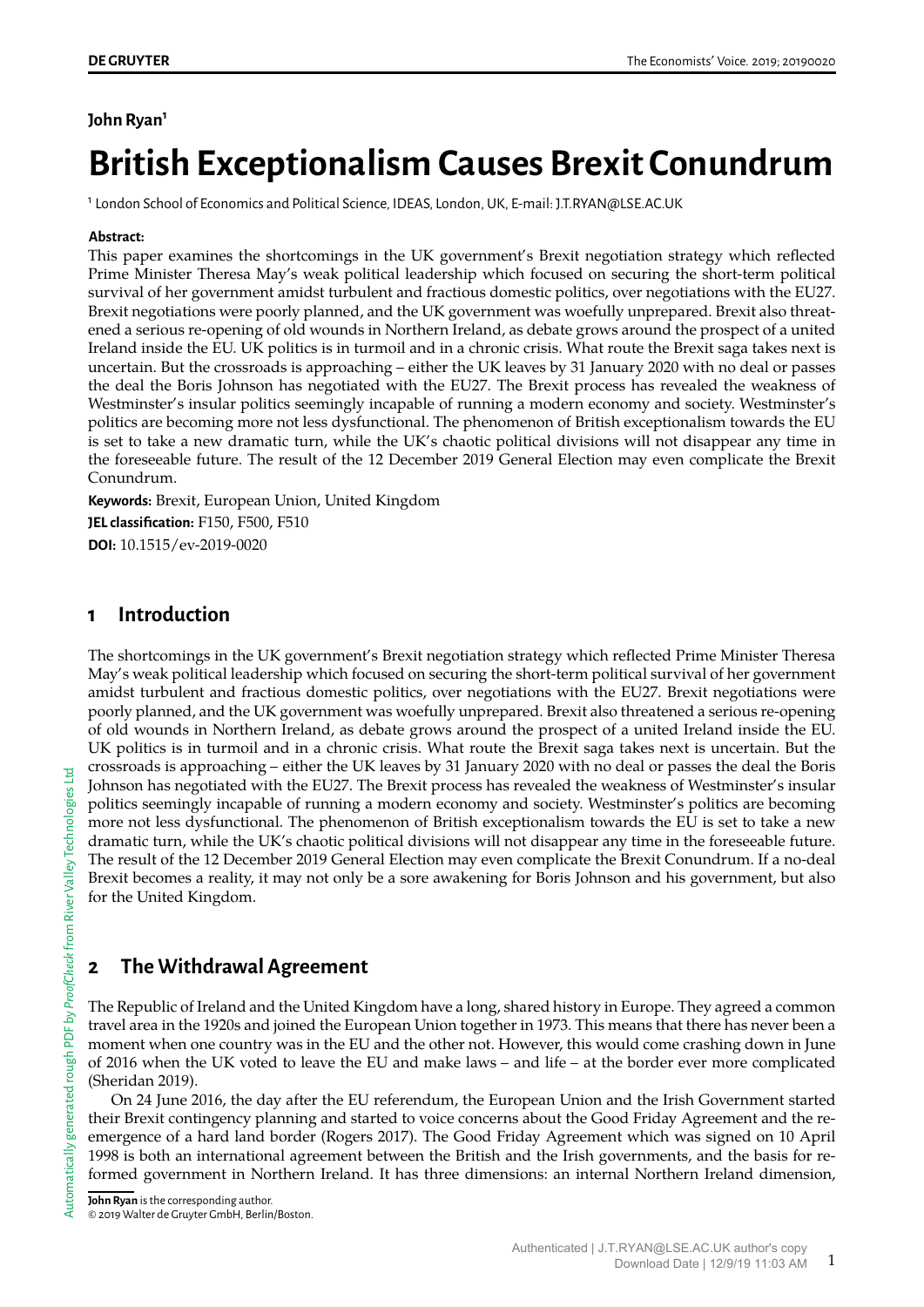**John Ryan**[1]

# British Exceptionalism Causes Brexit Conundrum

[1] London School of Economics and Political Science, IDEAS, London, UK, E-mail: J.T.RYAN@LSE.AC.UK

**Abstract:**

This paper examines the shortcomings in the UK government's Brexit negotiation strategy which reflected Prime Minister Theresa May's weak political leadership which focused on securing the short-term political survival of her government amidst turbulent and fractious domestic politics, over negotiations with the EU27. Brexit negotiations were poorly planned, and the UK government was woefully unprepared. Brexit also threatened a serious re-opening of old wounds in Northern Ireland, as debate grows around the prospect of a united Ireland inside the EU. UK politics is in turmoil and in a chronic crisis. What route the Brexit saga takes next is uncertain. But the crossroads is approaching – either the UK leaves by 31 January 2020 with no deal or passes the deal the Boris Johnson has negotiated with the EU27. The Brexit process has revealed the weakness of Westminster's insular politics seemingly incapable of running a modern economy and society. Westminster's politics are becoming more not less dysfunctional. The phenomenon of British exceptionalism towards the EU is set to take a new dramatic turn, while the UK's chaotic political divisions will not disappear any time in the foreseeable future. The result of the 12 December 2019 General Election may even complicate the Brexit Conundrum.

**Keywords:** Brexit, European Union, United Kingdom

**JEL classification:** F150, F500, F510

**DOI:** 10.1515/ev-2019-0020

## 1 Introduction

The shortcomings in the UK government's Brexit negotiation strategy which reflected Prime Minister Theresa May's weak political leadership which focused on securing the short-term political survival of her government amidst turbulent and fractious domestic politics, over negotiations with the EU27. Brexit negotiations were poorly planned, and the UK government was woefully unprepared. Brexit also threatened a serious re-opening of old wounds in Northern Ireland, as debate grows around the prospect of a united Ireland inside the EU. UK politics is in turmoil and in a chronic crisis. What route the Brexit saga takes next is uncertain. But the crossroads is approaching – either the UK leaves by 31 January 2020 with no deal or passes the deal the Boris Johnson has negotiated with the EU27. The Brexit process has revealed the weakness of Westminster's insular politics seemingly incapable of running a modern economy and society. Westminster's politics are becoming more not less dysfunctional. The phenomenon of British exceptionalism towards the EU is set to take a new dramatic turn, while the UK's chaotic political divisions will not disappear any time in the foreseeable future. The result of the 12 December 2019 General Election may even complicate the Brexit Conundrum. If a no-deal Brexit becomes a reality, it may not only be a sore awakening for Boris Johnson and his government, but also for the United Kingdom.

## 2 The Withdrawal Agreement

The Republic of Ireland and the United Kingdom have a long, shared history in Europe. They agreed a common travel area in the 1920s and joined the European Union together in 1973. This means that there has never been a moment when one country was in the EU and the other not. However, this would come crashing down in June of 2016 when the UK voted to leave the EU and make laws – and life – at the border ever more complicated (Sheridan 2019).

On 24 June 2016, the day after the EU referendum, the European Union and the Irish Government started their Brexit contingency planning and started to voice concerns about the Good Friday Agreement and the re-emergence of a hard land border (Rogers 2017). The Good Friday Agreement which was signed on 10 April 1998 is both an international agreement between the British and the Irish governments, and the basis for reformed government in Northern Ireland. It has three dimensions: an internal Northern Ireland dimension,

**John Ryan** is the corresponding author.
© 2019 Walter de Gruyter GmbH, Berlin/Boston.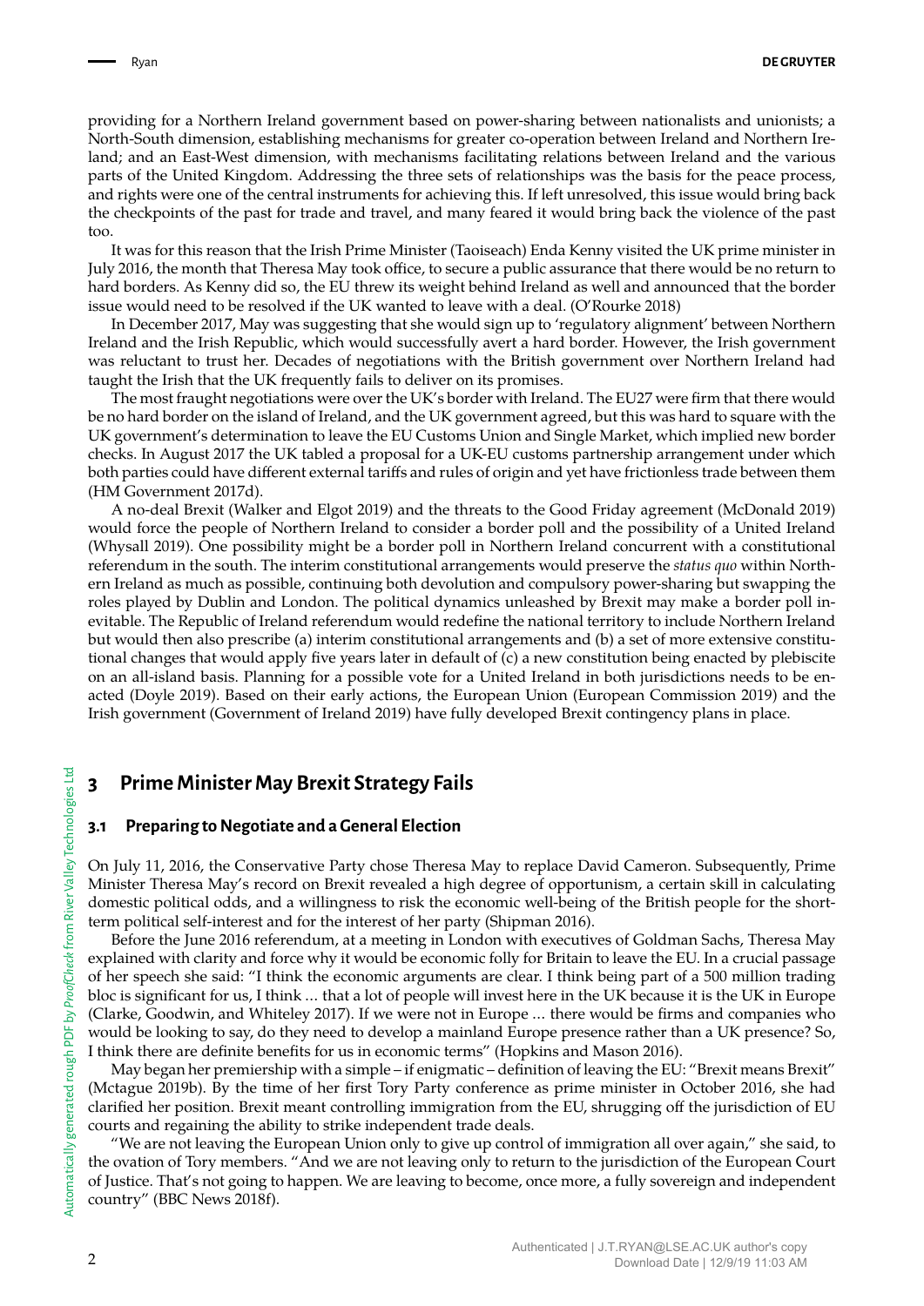providing for a Northern Ireland government based on power-sharing between nationalists and unionists; a North-South dimension, establishing mechanisms for greater co-operation between Ireland and Northern Ireland; and an East-West dimension, with mechanisms facilitating relations between Ireland and the various parts of the United Kingdom. Addressing the three sets of relationships was the basis for the peace process, and rights were one of the central instruments for achieving this. If left unresolved, this issue would bring back the checkpoints of the past for trade and travel, and many feared it would bring back the violence of the past too.

It was for this reason that the Irish Prime Minister (Taoiseach) Enda Kenny visited the UK prime minister in July 2016, the month that Theresa May took office, to secure a public assurance that there would be no return to hard borders. As Kenny did so, the EU threw its weight behind Ireland as well and announced that the border issue would need to be resolved if the UK wanted to leave with a deal. (O'Rourke 2018)

In December 2017, May was suggesting that she would sign up to 'regulatory alignment' between Northern Ireland and the Irish Republic, which would successfully avert a hard border. However, the Irish government was reluctant to trust her. Decades of negotiations with the British government over Northern Ireland had taught the Irish that the UK frequently fails to deliver on its promises.

The most fraught negotiations were over the UK's border with Ireland. The EU27 were firm that there would be no hard border on the island of Ireland, and the UK government agreed, but this was hard to square with the UK government's determination to leave the EU Customs Union and Single Market, which implied new border checks. In August 2017 the UK tabled a proposal for a UK-EU customs partnership arrangement under which both parties could have different external tariffs and rules of origin and yet have frictionless trade between them (HM Government 2017d).

A no-deal Brexit (Walker and Elgot 2019) and the threats to the Good Friday agreement (McDonald 2019) would force the people of Northern Ireland to consider a border poll and the possibility of a United Ireland (Whysall 2019). One possibility might be a border poll in Northern Ireland concurrent with a constitutional referendum in the south. The interim constitutional arrangements would preserve the *status quo* within Northern Ireland as much as possible, continuing both devolution and compulsory power-sharing but swapping the roles played by Dublin and London. The political dynamics unleashed by Brexit may make a border poll inevitable. The Republic of Ireland referendum would redefine the national territory to include Northern Ireland but would then also prescribe (a) interim constitutional arrangements and (b) a set of more extensive constitutional changes that would apply five years later in default of (c) a new constitution being enacted by plebiscite on an all-island basis. Planning for a possible vote for a United Ireland in both jurisdictions needs to be enacted (Doyle 2019). Based on their early actions, the European Union (European Commission 2019) and the Irish government (Government of Ireland 2019) have fully developed Brexit contingency plans in place.

## 3 Prime Minister May Brexit Strategy Fails

### 3.1 Preparing to Negotiate and a General Election

On July 11, 2016, the Conservative Party chose Theresa May to replace David Cameron. Subsequently, Prime Minister Theresa May's record on Brexit revealed a high degree of opportunism, a certain skill in calculating domestic political odds, and a willingness to risk the economic well-being of the British people for the short-term political self-interest and for the interest of her party (Shipman 2016).

Before the June 2016 referendum, at a meeting in London with executives of Goldman Sachs, Theresa May explained with clarity and force why it would be economic folly for Britain to leave the EU. In a crucial passage of her speech she said: "I think the economic arguments are clear. I think being part of a 500 million trading bloc is significant for us, I think ... that a lot of people will invest here in the UK because it is the UK in Europe (Clarke, Goodwin, and Whiteley 2017). If we were not in Europe ... there would be firms and companies who would be looking to say, do they need to develop a mainland Europe presence rather than a UK presence? So, I think there are definite benefits for us in economic terms" (Hopkins and Mason 2016).

May began her premiership with a simple – if enigmatic – definition of leaving the EU: "Brexit means Brexit" (Mctague 2019b). By the time of her first Tory Party conference as prime minister in October 2016, she had clarified her position. Brexit meant controlling immigration from the EU, shrugging off the jurisdiction of EU courts and regaining the ability to strike independent trade deals.

"We are not leaving the European Union only to give up control of immigration all over again," she said, to the ovation of Tory members. "And we are not leaving only to return to the jurisdiction of the European Court of Justice. That's not going to happen. We are leaving to become, once more, a fully sovereign and independent country" (BBC News 2018f).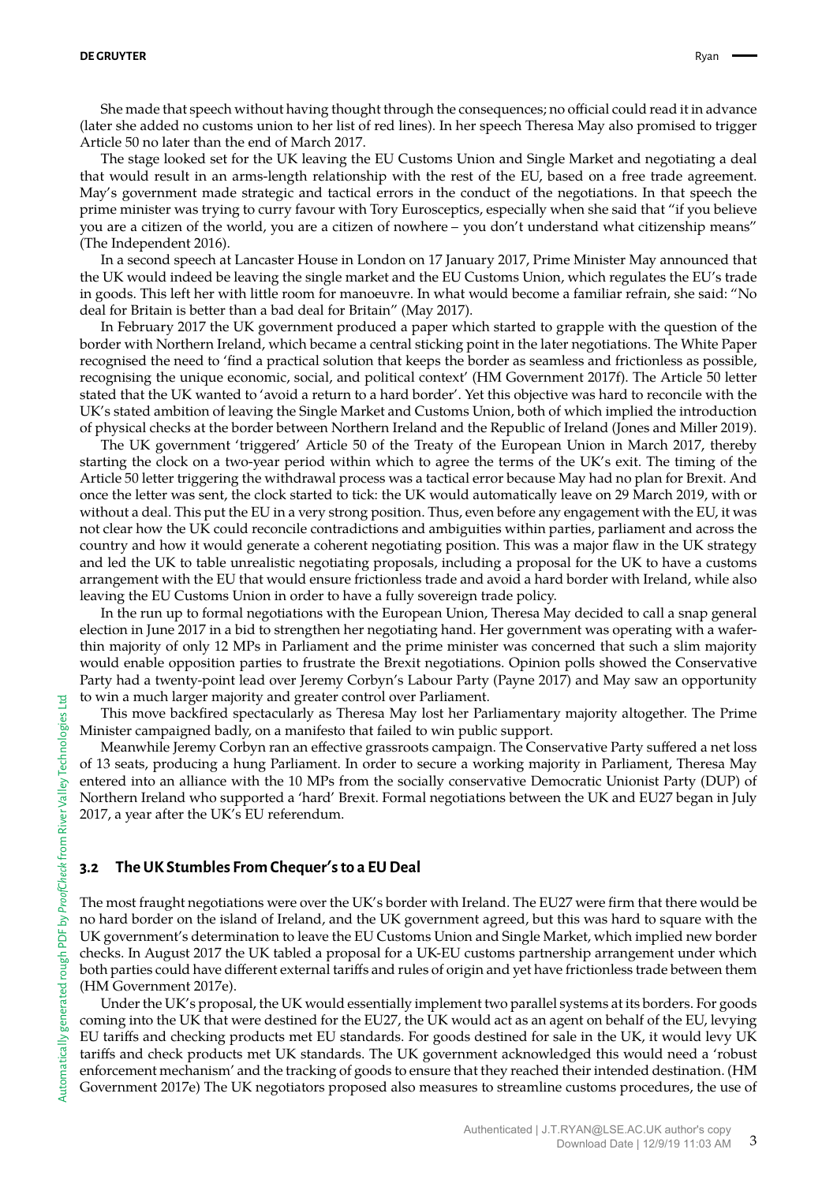She made that speech without having thought through the consequences; no official could read it in advance (later she added no customs union to her list of red lines). In her speech Theresa May also promised to trigger Article 50 no later than the end of March 2017.

The stage looked set for the UK leaving the EU Customs Union and Single Market and negotiating a deal that would result in an arms-length relationship with the rest of the EU, based on a free trade agreement. May's government made strategic and tactical errors in the conduct of the negotiations. In that speech the prime minister was trying to curry favour with Tory Eurosceptics, especially when she said that "if you believe you are a citizen of the world, you are a citizen of nowhere – you don't understand what citizenship means" (The Independent 2016).

In a second speech at Lancaster House in London on 17 January 2017, Prime Minister May announced that the UK would indeed be leaving the single market and the EU Customs Union, which regulates the EU's trade in goods. This left her with little room for manoeuvre. In what would become a familiar refrain, she said: "No deal for Britain is better than a bad deal for Britain" (May 2017).

In February 2017 the UK government produced a paper which started to grapple with the question of the border with Northern Ireland, which became a central sticking point in the later negotiations. The White Paper recognised the need to 'find a practical solution that keeps the border as seamless and frictionless as possible, recognising the unique economic, social, and political context' (HM Government 2017f). The Article 50 letter stated that the UK wanted to 'avoid a return to a hard border'. Yet this objective was hard to reconcile with the UK's stated ambition of leaving the Single Market and Customs Union, both of which implied the introduction of physical checks at the border between Northern Ireland and the Republic of Ireland (Jones and Miller 2019).

The UK government 'triggered' Article 50 of the Treaty of the European Union in March 2017, thereby starting the clock on a two-year period within which to agree the terms of the UK's exit. The timing of the Article 50 letter triggering the withdrawal process was a tactical error because May had no plan for Brexit. And once the letter was sent, the clock started to tick: the UK would automatically leave on 29 March 2019, with or without a deal. This put the EU in a very strong position. Thus, even before any engagement with the EU, it was not clear how the UK could reconcile contradictions and ambiguities within parties, parliament and across the country and how it would generate a coherent negotiating position. This was a major flaw in the UK strategy and led the UK to table unrealistic negotiating proposals, including a proposal for the UK to have a customs arrangement with the EU that would ensure frictionless trade and avoid a hard border with Ireland, while also leaving the EU Customs Union in order to have a fully sovereign trade policy.

In the run up to formal negotiations with the European Union, Theresa May decided to call a snap general election in June 2017 in a bid to strengthen her negotiating hand. Her government was operating with a wafer-thin majority of only 12 MPs in Parliament and the prime minister was concerned that such a slim majority would enable opposition parties to frustrate the Brexit negotiations. Opinion polls showed the Conservative Party had a twenty-point lead over Jeremy Corbyn's Labour Party (Payne 2017) and May saw an opportunity to win a much larger majority and greater control over Parliament.

This move backfired spectacularly as Theresa May lost her Parliamentary majority altogether. The Prime Minister campaigned badly, on a manifesto that failed to win public support.

Meanwhile Jeremy Corbyn ran an effective grassroots campaign. The Conservative Party suffered a net loss of 13 seats, producing a hung Parliament. In order to secure a working majority in Parliament, Theresa May entered into an alliance with the 10 MPs from the socially conservative Democratic Unionist Party (DUP) of Northern Ireland who supported a 'hard' Brexit. Formal negotiations between the UK and EU27 began in July 2017, a year after the UK's EU referendum.

### 3.2 The UK Stumbles From Chequer's to a EU Deal

The most fraught negotiations were over the UK's border with Ireland. The EU27 were firm that there would be no hard border on the island of Ireland, and the UK government agreed, but this was hard to square with the UK government's determination to leave the EU Customs Union and Single Market, which implied new border checks. In August 2017 the UK tabled a proposal for a UK-EU customs partnership arrangement under which both parties could have different external tariffs and rules of origin and yet have frictionless trade between them (HM Government 2017e).

Under the UK's proposal, the UK would essentially implement two parallel systems at its borders. For goods coming into the UK that were destined for the EU27, the UK would act as an agent on behalf of the EU, levying EU tariffs and checking products met EU standards. For goods destined for sale in the UK, it would levy UK tariffs and check products met UK standards. The UK government acknowledged this would need a 'robust enforcement mechanism' and the tracking of goods to ensure that they reached their intended destination. (HM Government 2017e) The UK negotiators proposed also measures to streamline customs procedures, the use of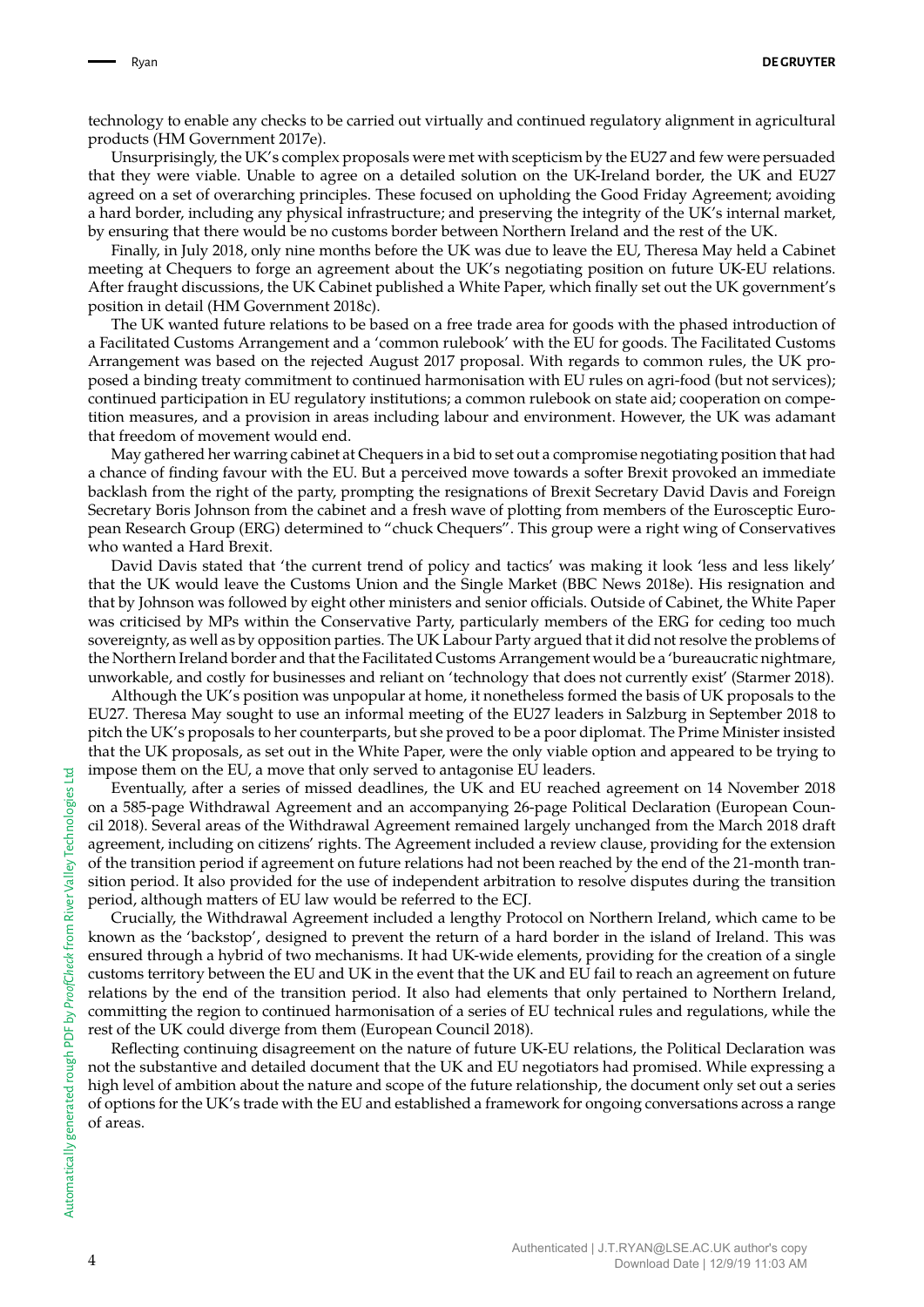technology to enable any checks to be carried out virtually and continued regulatory alignment in agricultural products (HM Government 2017e).

Unsurprisingly, the UK's complex proposals were met with scepticism by the EU27 and few were persuaded that they were viable. Unable to agree on a detailed solution on the UK-Ireland border, the UK and EU27 agreed on a set of overarching principles. These focused on upholding the Good Friday Agreement; avoiding a hard border, including any physical infrastructure; and preserving the integrity of the UK's internal market, by ensuring that there would be no customs border between Northern Ireland and the rest of the UK.

Finally, in July 2018, only nine months before the UK was due to leave the EU, Theresa May held a Cabinet meeting at Chequers to forge an agreement about the UK's negotiating position on future UK-EU relations. After fraught discussions, the UK Cabinet published a White Paper, which finally set out the UK government's position in detail (HM Government 2018c).

The UK wanted future relations to be based on a free trade area for goods with the phased introduction of a Facilitated Customs Arrangement and a 'common rulebook' with the EU for goods. The Facilitated Customs Arrangement was based on the rejected August 2017 proposal. With regards to common rules, the UK proposed a binding treaty commitment to continued harmonisation with EU rules on agri-food (but not services); continued participation in EU regulatory institutions; a common rulebook on state aid; cooperation on competition measures, and a provision in areas including labour and environment. However, the UK was adamant that freedom of movement would end.

May gathered her warring cabinet at Chequers in a bid to set out a compromise negotiating position that had a chance of finding favour with the EU. But a perceived move towards a softer Brexit provoked an immediate backlash from the right of the party, prompting the resignations of Brexit Secretary David Davis and Foreign Secretary Boris Johnson from the cabinet and a fresh wave of plotting from members of the Eurosceptic European Research Group (ERG) determined to "chuck Chequers". This group were a right wing of Conservatives who wanted a Hard Brexit.

David Davis stated that 'the current trend of policy and tactics' was making it look 'less and less likely' that the UK would leave the Customs Union and the Single Market (BBC News 2018e). His resignation and that by Johnson was followed by eight other ministers and senior officials. Outside of Cabinet, the White Paper was criticised by MPs within the Conservative Party, particularly members of the ERG for ceding too much sovereignty, as well as by opposition parties. The UK Labour Party argued that it did not resolve the problems of the Northern Ireland border and that the Facilitated Customs Arrangement would be a 'bureaucratic nightmare, unworkable, and costly for businesses and reliant on 'technology that does not currently exist' (Starmer 2018).

Although the UK's position was unpopular at home, it nonetheless formed the basis of UK proposals to the EU27. Theresa May sought to use an informal meeting of the EU27 leaders in Salzburg in September 2018 to pitch the UK's proposals to her counterparts, but she proved to be a poor diplomat. The Prime Minister insisted that the UK proposals, as set out in the White Paper, were the only viable option and appeared to be trying to impose them on the EU, a move that only served to antagonise EU leaders.

Eventually, after a series of missed deadlines, the UK and EU reached agreement on 14 November 2018 on a 585-page Withdrawal Agreement and an accompanying 26-page Political Declaration (European Council 2018). Several areas of the Withdrawal Agreement remained largely unchanged from the March 2018 draft agreement, including on citizens' rights. The Agreement included a review clause, providing for the extension of the transition period if agreement on future relations had not been reached by the end of the 21-month transition period. It also provided for the use of independent arbitration to resolve disputes during the transition period, although matters of EU law would be referred to the ECJ.

Crucially, the Withdrawal Agreement included a lengthy Protocol on Northern Ireland, which came to be known as the 'backstop', designed to prevent the return of a hard border in the island of Ireland. This was ensured through a hybrid of two mechanisms. It had UK-wide elements, providing for the creation of a single customs territory between the EU and UK in the event that the UK and EU fail to reach an agreement on future relations by the end of the transition period. It also had elements that only pertained to Northern Ireland, committing the region to continued harmonisation of a series of EU technical rules and regulations, while the rest of the UK could diverge from them (European Council 2018).

Reflecting continuing disagreement on the nature of future UK-EU relations, the Political Declaration was not the substantive and detailed document that the UK and EU negotiators had promised. While expressing a high level of ambition about the nature and scope of the future relationship, the document only set out a series of options for the UK's trade with the EU and established a framework for ongoing conversations across a range of areas.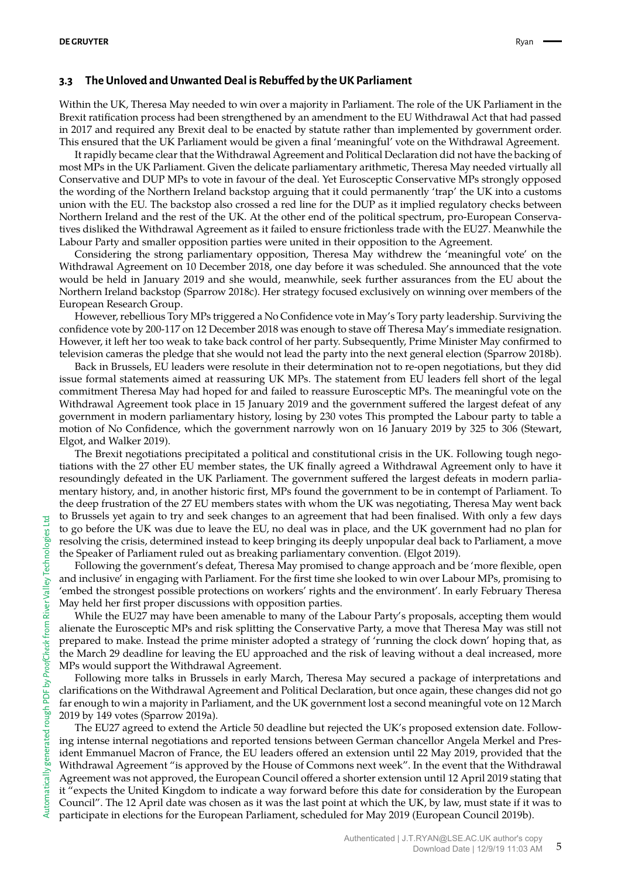### 3.3 The Unloved and Unwanted Deal is Rebuffed by the UK Parliament

Within the UK, Theresa May needed to win over a majority in Parliament. The role of the UK Parliament in the Brexit ratification process had been strengthened by an amendment to the EU Withdrawal Act that had passed in 2017 and required any Brexit deal to be enacted by statute rather than implemented by government order. This ensured that the UK Parliament would be given a final 'meaningful' vote on the Withdrawal Agreement.

It rapidly became clear that the Withdrawal Agreement and Political Declaration did not have the backing of most MPs in the UK Parliament. Given the delicate parliamentary arithmetic, Theresa May needed virtually all Conservative and DUP MPs to vote in favour of the deal. Yet Eurosceptic Conservative MPs strongly opposed the wording of the Northern Ireland backstop arguing that it could permanently 'trap' the UK into a customs union with the EU. The backstop also crossed a red line for the DUP as it implied regulatory checks between Northern Ireland and the rest of the UK. At the other end of the political spectrum, pro-European Conservatives disliked the Withdrawal Agreement as it failed to ensure frictionless trade with the EU27. Meanwhile the Labour Party and smaller opposition parties were united in their opposition to the Agreement.

Considering the strong parliamentary opposition, Theresa May withdrew the 'meaningful vote' on the Withdrawal Agreement on 10 December 2018, one day before it was scheduled. She announced that the vote would be held in January 2019 and she would, meanwhile, seek further assurances from the EU about the Northern Ireland backstop (Sparrow 2018c). Her strategy focused exclusively on winning over members of the European Research Group.

However, rebellious Tory MPs triggered a No Confidence vote in May's Tory party leadership. Surviving the confidence vote by 200-117 on 12 December 2018 was enough to stave off Theresa May's immediate resignation. However, it left her too weak to take back control of her party. Subsequently, Prime Minister May confirmed to television cameras the pledge that she would not lead the party into the next general election (Sparrow 2018b).

Back in Brussels, EU leaders were resolute in their determination not to re-open negotiations, but they did issue formal statements aimed at reassuring UK MPs. The statement from EU leaders fell short of the legal commitment Theresa May had hoped for and failed to reassure Eurosceptic MPs. The meaningful vote on the Withdrawal Agreement took place in 15 January 2019 and the government suffered the largest defeat of any government in modern parliamentary history, losing by 230 votes This prompted the Labour party to table a motion of No Confidence, which the government narrowly won on 16 January 2019 by 325 to 306 (Stewart, Elgot, and Walker 2019).

The Brexit negotiations precipitated a political and constitutional crisis in the UK. Following tough negotiations with the 27 other EU member states, the UK finally agreed a Withdrawal Agreement only to have it resoundingly defeated in the UK Parliament. The government suffered the largest defeats in modern parliamentary history, and, in another historic first, MPs found the government to be in contempt of Parliament. To the deep frustration of the 27 EU members states with whom the UK was negotiating, Theresa May went back to Brussels yet again to try and seek changes to an agreement that had been finalised. With only a few days to go before the UK was due to leave the EU, no deal was in place, and the UK government had no plan for resolving the crisis, determined instead to keep bringing its deeply unpopular deal back to Parliament, a move the Speaker of Parliament ruled out as breaking parliamentary convention. (Elgot 2019).

Following the government's defeat, Theresa May promised to change approach and be 'more flexible, open and inclusive' in engaging with Parliament. For the first time she looked to win over Labour MPs, promising to 'embed the strongest possible protections on workers' rights and the environment'. In early February Theresa May held her first proper discussions with opposition parties.

While the EU27 may have been amenable to many of the Labour Party's proposals, accepting them would alienate the Eurosceptic MPs and risk splitting the Conservative Party, a move that Theresa May was still not prepared to make. Instead the prime minister adopted a strategy of 'running the clock down' hoping that, as the March 29 deadline for leaving the EU approached and the risk of leaving without a deal increased, more MPs would support the Withdrawal Agreement.

Following more talks in Brussels in early March, Theresa May secured a package of interpretations and clarifications on the Withdrawal Agreement and Political Declaration, but once again, these changes did not go far enough to win a majority in Parliament, and the UK government lost a second meaningful vote on 12 March 2019 by 149 votes (Sparrow 2019a).

The EU27 agreed to extend the Article 50 deadline but rejected the UK's proposed extension date. Following intense internal negotiations and reported tensions between German chancellor Angela Merkel and President Emmanuel Macron of France, the EU leaders offered an extension until 22 May 2019, provided that the Withdrawal Agreement "is approved by the House of Commons next week". In the event that the Withdrawal Agreement was not approved, the European Council offered a shorter extension until 12 April 2019 stating that it "expects the United Kingdom to indicate a way forward before this date for consideration by the European Council". The 12 April date was chosen as it was the last point at which the UK, by law, must state if it was to participate in elections for the European Parliament, scheduled for May 2019 (European Council 2019b).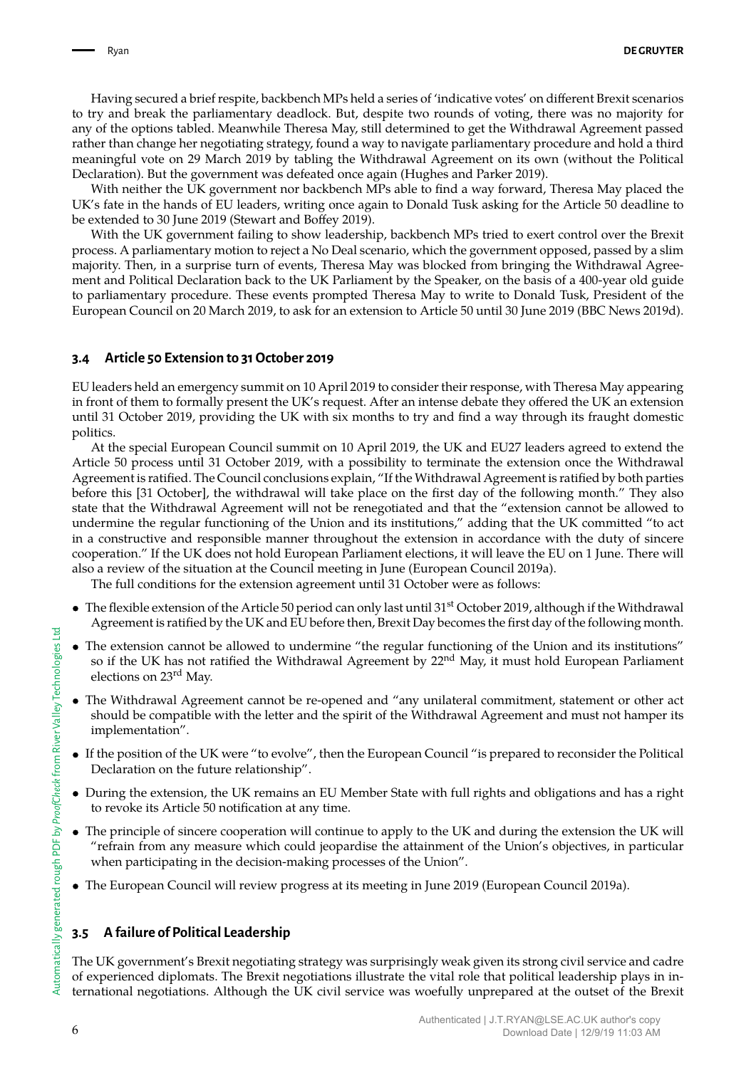Having secured a brief respite, backbench MPs held a series of 'indicative votes' on different Brexit scenarios to try and break the parliamentary deadlock. But, despite two rounds of voting, there was no majority for any of the options tabled. Meanwhile Theresa May, still determined to get the Withdrawal Agreement passed rather than change her negotiating strategy, found a way to navigate parliamentary procedure and hold a third meaningful vote on 29 March 2019 by tabling the Withdrawal Agreement on its own (without the Political Declaration). But the government was defeated once again (Hughes and Parker 2019).

With neither the UK government nor backbench MPs able to find a way forward, Theresa May placed the UK's fate in the hands of EU leaders, writing once again to Donald Tusk asking for the Article 50 deadline to be extended to 30 June 2019 (Stewart and Boffey 2019).

With the UK government failing to show leadership, backbench MPs tried to exert control over the Brexit process. A parliamentary motion to reject a No Deal scenario, which the government opposed, passed by a slim majority. Then, in a surprise turn of events, Theresa May was blocked from bringing the Withdrawal Agreement and Political Declaration back to the UK Parliament by the Speaker, on the basis of a 400-year old guide to parliamentary procedure. These events prompted Theresa May to write to Donald Tusk, President of the European Council on 20 March 2019, to ask for an extension to Article 50 until 30 June 2019 (BBC News 2019d).

### 3.4 Article 50 Extension to 31 October 2019

EU leaders held an emergency summit on 10 April 2019 to consider their response, with Theresa May appearing in front of them to formally present the UK's request. After an intense debate they offered the UK an extension until 31 October 2019, providing the UK with six months to try and find a way through its fraught domestic politics.

At the special European Council summit on 10 April 2019, the UK and EU27 leaders agreed to extend the Article 50 process until 31 October 2019, with a possibility to terminate the extension once the Withdrawal Agreement is ratified. The Council conclusions explain, "If the Withdrawal Agreement is ratified by both parties before this [31 October], the withdrawal will take place on the first day of the following month." They also state that the Withdrawal Agreement will not be renegotiated and that the "extension cannot be allowed to undermine the regular functioning of the Union and its institutions," adding that the UK committed "to act in a constructive and responsible manner throughout the extension in accordance with the duty of sincere cooperation." If the UK does not hold European Parliament elections, it will leave the EU on 1 June. There will also a review of the situation at the Council meeting in June (European Council 2019a).

The full conditions for the extension agreement until 31 October were as follows:

- The flexible extension of the Article 50 period can only last until 31st October 2019, although if the Withdrawal Agreement is ratified by the UK and EU before then, Brexit Day becomes the first day of the following month.
- The extension cannot be allowed to undermine "the regular functioning of the Union and its institutions" so if the UK has not ratified the Withdrawal Agreement by 22nd May, it must hold European Parliament elections on 23rd May.
- The Withdrawal Agreement cannot be re-opened and "any unilateral commitment, statement or other act should be compatible with the letter and the spirit of the Withdrawal Agreement and must not hamper its implementation".
- If the position of the UK were "to evolve", then the European Council "is prepared to reconsider the Political Declaration on the future relationship".
- During the extension, the UK remains an EU Member State with full rights and obligations and has a right to revoke its Article 50 notification at any time.
- The principle of sincere cooperation will continue to apply to the UK and during the extension the UK will "refrain from any measure which could jeopardise the attainment of the Union's objectives, in particular when participating in the decision-making processes of the Union".
- The European Council will review progress at its meeting in June 2019 (European Council 2019a).

### 3.5 A failure of Political Leadership

The UK government's Brexit negotiating strategy was surprisingly weak given its strong civil service and cadre of experienced diplomats. The Brexit negotiations illustrate the vital role that political leadership plays in international negotiations. Although the UK civil service was woefully unprepared at the outset of the Brexit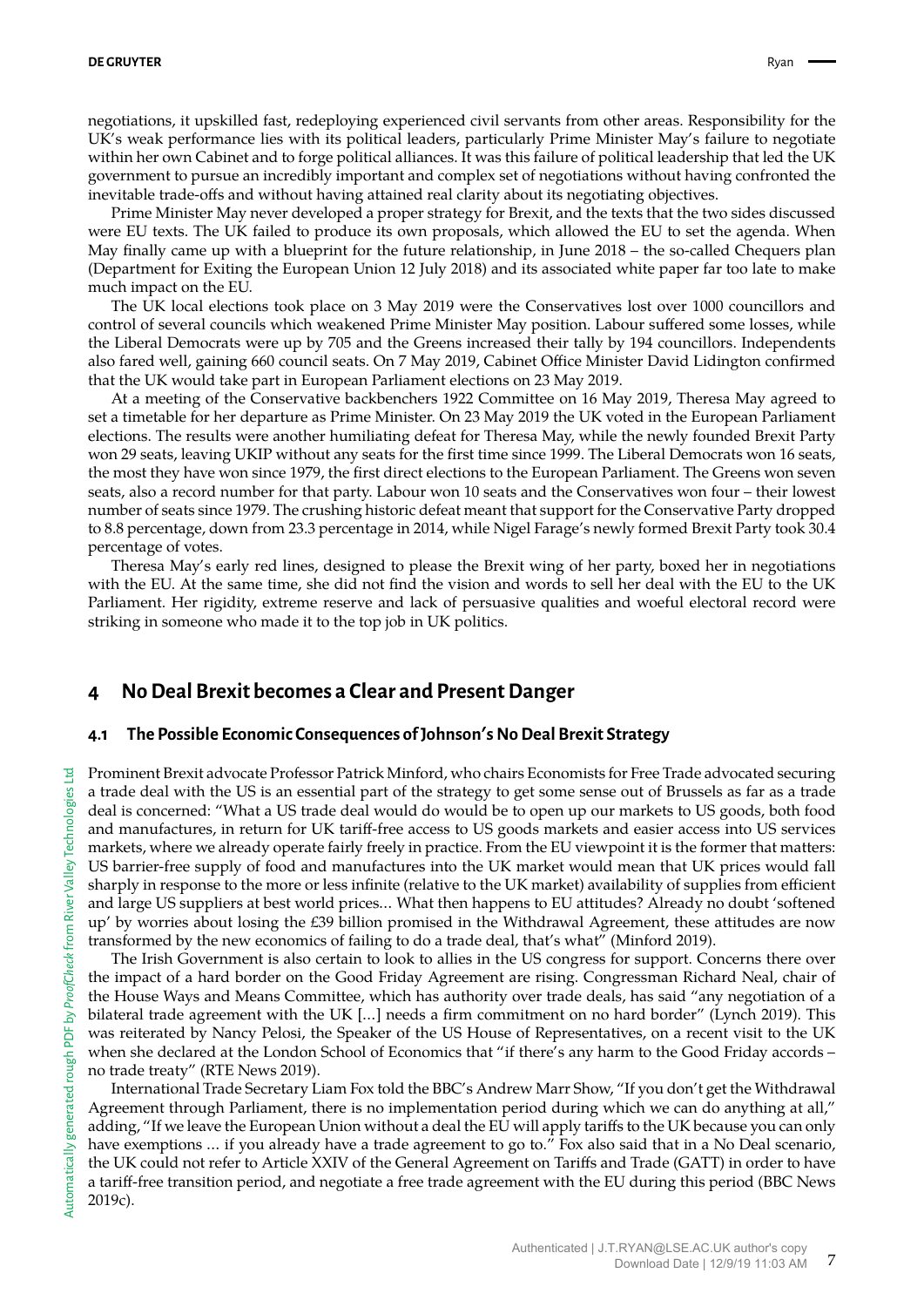negotiations, it upskilled fast, redeploying experienced civil servants from other areas. Responsibility for the UK's weak performance lies with its political leaders, particularly Prime Minister May's failure to negotiate within her own Cabinet and to forge political alliances. It was this failure of political leadership that led the UK government to pursue an incredibly important and complex set of negotiations without having confronted the inevitable trade-offs and without having attained real clarity about its negotiating objectives.

Prime Minister May never developed a proper strategy for Brexit, and the texts that the two sides discussed were EU texts. The UK failed to produce its own proposals, which allowed the EU to set the agenda. When May finally came up with a blueprint for the future relationship, in June 2018 – the so-called Chequers plan (Department for Exiting the European Union 12 July 2018) and its associated white paper far too late to make much impact on the EU.

The UK local elections took place on 3 May 2019 were the Conservatives lost over 1000 councillors and control of several councils which weakened Prime Minister May position. Labour suffered some losses, while the Liberal Democrats were up by 705 and the Greens increased their tally by 194 councillors. Independents also fared well, gaining 660 council seats. On 7 May 2019, Cabinet Office Minister David Lidington confirmed that the UK would take part in European Parliament elections on 23 May 2019.

At a meeting of the Conservative backbenchers 1922 Committee on 16 May 2019, Theresa May agreed to set a timetable for her departure as Prime Minister. On 23 May 2019 the UK voted in the European Parliament elections. The results were another humiliating defeat for Theresa May, while the newly founded Brexit Party won 29 seats, leaving UKIP without any seats for the first time since 1999. The Liberal Democrats won 16 seats, the most they have won since 1979, the first direct elections to the European Parliament. The Greens won seven seats, also a record number for that party. Labour won 10 seats and the Conservatives won four – their lowest number of seats since 1979. The crushing historic defeat meant that support for the Conservative Party dropped to 8.8 percentage, down from 23.3 percentage in 2014, while Nigel Farage's newly formed Brexit Party took 30.4 percentage of votes.

Theresa May's early red lines, designed to please the Brexit wing of her party, boxed her in negotiations with the EU. At the same time, she did not find the vision and words to sell her deal with the EU to the UK Parliament. Her rigidity, extreme reserve and lack of persuasive qualities and woeful electoral record were striking in someone who made it to the top job in UK politics.

## 4 No Deal Brexit becomes a Clear and Present Danger

### 4.1 The Possible Economic Consequences of Johnson's No Deal Brexit Strategy

Prominent Brexit advocate Professor Patrick Minford, who chairs Economists for Free Trade advocated securing a trade deal with the US is an essential part of the strategy to get some sense out of Brussels as far as a trade deal is concerned: "What a US trade deal would do would be to open up our markets to US goods, both food and manufactures, in return for UK tariff-free access to US goods markets and easier access into US services markets, where we already operate fairly freely in practice. From the EU viewpoint it is the former that matters: US barrier-free supply of food and manufactures into the UK market would mean that UK prices would fall sharply in response to the more or less infinite (relative to the UK market) availability of supplies from efficient and large US suppliers at best world prices... What then happens to EU attitudes? Already no doubt 'softened up' by worries about losing the £39 billion promised in the Withdrawal Agreement, these attitudes are now transformed by the new economics of failing to do a trade deal, that's what" (Minford 2019).

The Irish Government is also certain to look to allies in the US congress for support. Concerns there over the impact of a hard border on the Good Friday Agreement are rising. Congressman Richard Neal, chair of the House Ways and Means Committee, which has authority over trade deals, has said "any negotiation of a bilateral trade agreement with the UK [...] needs a firm commitment on no hard border" (Lynch 2019). This was reiterated by Nancy Pelosi, the Speaker of the US House of Representatives, on a recent visit to the UK when she declared at the London School of Economics that "if there's any harm to the Good Friday accords – no trade treaty" (RTE News 2019).

International Trade Secretary Liam Fox told the BBC's Andrew Marr Show, "If you don't get the Withdrawal Agreement through Parliament, there is no implementation period during which we can do anything at all," adding, "If we leave the European Union without a deal the EU will apply tariffs to the UK because you can only have exemptions ... if you already have a trade agreement to go to." Fox also said that in a No Deal scenario, the UK could not refer to Article XXIV of the General Agreement on Tariffs and Trade (GATT) in order to have a tariff-free transition period, and negotiate a free trade agreement with the EU during this period (BBC News 2019c).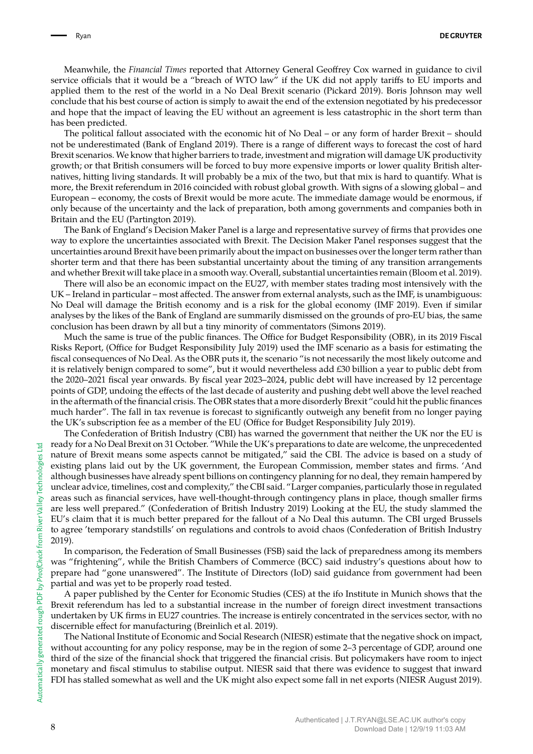Meanwhile, the *Financial Times* reported that Attorney General Geoffrey Cox warned in guidance to civil service officials that it would be a "breach of WTO law" if the UK did not apply tariffs to EU imports and applied them to the rest of the world in a No Deal Brexit scenario (Pickard 2019). Boris Johnson may well conclude that his best course of action is simply to await the end of the extension negotiated by his predecessor and hope that the impact of leaving the EU without an agreement is less catastrophic in the short term than has been predicted.

The political fallout associated with the economic hit of No Deal – or any form of harder Brexit – should not be underestimated (Bank of England 2019). There is a range of different ways to forecast the cost of hard Brexit scenarios. We know that higher barriers to trade, investment and migration will damage UK productivity growth; or that British consumers will be forced to buy more expensive imports or lower quality British alternatives, hitting living standards. It will probably be a mix of the two, but that mix is hard to quantify. What is more, the Brexit referendum in 2016 coincided with robust global growth. With signs of a slowing global – and European – economy, the costs of Brexit would be more acute. The immediate damage would be enormous, if only because of the uncertainty and the lack of preparation, both among governments and companies both in Britain and the EU (Partington 2019).

The Bank of England's Decision Maker Panel is a large and representative survey of firms that provides one way to explore the uncertainties associated with Brexit. The Decision Maker Panel responses suggest that the uncertainties around Brexit have been primarily about the impact on businesses over the longer term rather than shorter term and that there has been substantial uncertainty about the timing of any transition arrangements and whether Brexit will take place in a smooth way. Overall, substantial uncertainties remain (Bloom et al. 2019).

There will also be an economic impact on the EU27, with member states trading most intensively with the UK – Ireland in particular – most affected. The answer from external analysts, such as the IMF, is unambiguous: No Deal will damage the British economy and is a risk for the global economy (IMF 2019). Even if similar analyses by the likes of the Bank of England are summarily dismissed on the grounds of pro-EU bias, the same conclusion has been drawn by all but a tiny minority of commentators (Simons 2019).

Much the same is true of the public finances. The Office for Budget Responsibility (OBR), in its 2019 Fiscal Risks Report, (Office for Budget Responsibility July 2019) used the IMF scenario as a basis for estimating the fiscal consequences of No Deal. As the OBR puts it, the scenario "is not necessarily the most likely outcome and it is relatively benign compared to some", but it would nevertheless add £30 billion a year to public debt from the 2020–2021 fiscal year onwards. By fiscal year 2023–2024, public debt will have increased by 12 percentage points of GDP, undoing the effects of the last decade of austerity and pushing debt well above the level reached in the aftermath of the financial crisis. The OBR states that a more disorderly Brexit "could hit the public finances much harder". The fall in tax revenue is forecast to significantly outweigh any benefit from no longer paying the UK's subscription fee as a member of the EU (Office for Budget Responsibility July 2019).

The Confederation of British Industry (CBI) has warned the government that neither the UK nor the EU is ready for a No Deal Brexit on 31 October. "While the UK's preparations to date are welcome, the unprecedented nature of Brexit means some aspects cannot be mitigated," said the CBI. The advice is based on a study of existing plans laid out by the UK government, the European Commission, member states and firms. 'And although businesses have already spent billions on contingency planning for no deal, they remain hampered by unclear advice, timelines, cost and complexity," the CBI said. "Larger companies, particularly those in regulated areas such as financial services, have well-thought-through contingency plans in place, though smaller firms are less well prepared." (Confederation of British Industry 2019) Looking at the EU, the study slammed the EU's claim that it is much better prepared for the fallout of a No Deal this autumn. The CBI urged Brussels to agree 'temporary standstills' on regulations and controls to avoid chaos (Confederation of British Industry 2019).

In comparison, the Federation of Small Businesses (FSB) said the lack of preparedness among its members was "frightening", while the British Chambers of Commerce (BCC) said industry's questions about how to prepare had "gone unanswered". The Institute of Directors (IoD) said guidance from government had been partial and was yet to be properly road tested.

A paper published by the Center for Economic Studies (CES) at the ifo Institute in Munich shows that the Brexit referendum has led to a substantial increase in the number of foreign direct investment transactions undertaken by UK firms in EU27 countries. The increase is entirely concentrated in the services sector, with no discernible effect for manufacturing (Breinlich et al. 2019).

The National Institute of Economic and Social Research (NIESR) estimate that the negative shock on impact, without accounting for any policy response, may be in the region of some 2–3 percentage of GDP, around one third of the size of the financial shock that triggered the financial crisis. But policymakers have room to inject monetary and fiscal stimulus to stabilise output. NIESR said that there was evidence to suggest that inward FDI has stalled somewhat as well and the UK might also expect some fall in net exports (NIESR August 2019).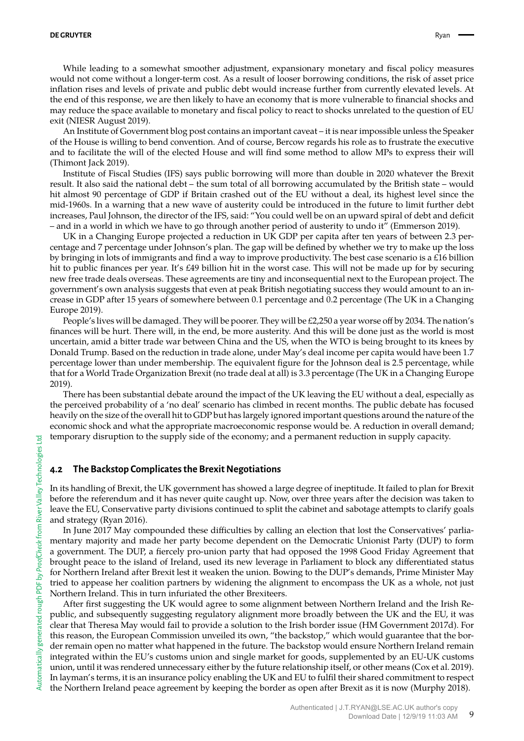While leading to a somewhat smoother adjustment, expansionary monetary and fiscal policy measures would not come without a longer-term cost. As a result of looser borrowing conditions, the risk of asset price inflation rises and levels of private and public debt would increase further from currently elevated levels. At the end of this response, we are then likely to have an economy that is more vulnerable to financial shocks and may reduce the space available to monetary and fiscal policy to react to shocks unrelated to the question of EU exit (NIESR August 2019).

An Institute of Government blog post contains an important caveat – it is near impossible unless the Speaker of the House is willing to bend convention. And of course, Bercow regards his role as to frustrate the executive and to facilitate the will of the elected House and will find some method to allow MPs to express their will (Thimont Jack 2019).

Institute of Fiscal Studies (IFS) says public borrowing will more than double in 2020 whatever the Brexit result. It also said the national debt – the sum total of all borrowing accumulated by the British state – would hit almost 90 percentage of GDP if Britain crashed out of the EU without a deal, its highest level since the mid-1960s. In a warning that a new wave of austerity could be introduced in the future to limit further debt increases, Paul Johnson, the director of the IFS, said: "You could well be on an upward spiral of debt and deficit – and in a world in which we have to go through another period of austerity to undo it" (Emmerson 2019).

UK in a Changing Europe projected a reduction in UK GDP per capita after ten years of between 2.3 percentage and 7 percentage under Johnson's plan. The gap will be defined by whether we try to make up the loss by bringing in lots of immigrants and find a way to improve productivity. The best case scenario is a £16 billion hit to public finances per year. It's £49 billion hit in the worst case. This will not be made up for by securing new free trade deals overseas. These agreements are tiny and inconsequential next to the European project. The government's own analysis suggests that even at peak British negotiating success they would amount to an increase in GDP after 15 years of somewhere between 0.1 percentage and 0.2 percentage (The UK in a Changing Europe 2019).

People's lives will be damaged. They will be poorer. They will be £2,250 a year worse off by 2034. The nation's finances will be hurt. There will, in the end, be more austerity. And this will be done just as the world is most uncertain, amid a bitter trade war between China and the US, when the WTO is being brought to its knees by Donald Trump. Based on the reduction in trade alone, under May's deal income per capita would have been 1.7 percentage lower than under membership. The equivalent figure for the Johnson deal is 2.5 percentage, while that for a World Trade Organization Brexit (no trade deal at all) is 3.3 percentage (The UK in a Changing Europe 2019).

There has been substantial debate around the impact of the UK leaving the EU without a deal, especially as the perceived probability of a 'no deal' scenario has climbed in recent months. The public debate has focused heavily on the size of the overall hit to GDP but has largely ignored important questions around the nature of the economic shock and what the appropriate macroeconomic response would be. A reduction in overall demand; temporary disruption to the supply side of the economy; and a permanent reduction in supply capacity.

## 4.2 The Backstop Complicates the Brexit Negotiations

In its handling of Brexit, the UK government has showed a large degree of ineptitude. It failed to plan for Brexit before the referendum and it has never quite caught up. Now, over three years after the decision was taken to leave the EU, Conservative party divisions continued to split the cabinet and sabotage attempts to clarify goals and strategy (Ryan 2016).

In June 2017 May compounded these difficulties by calling an election that lost the Conservatives' parliamentary majority and made her party become dependent on the Democratic Unionist Party (DUP) to form a government. The DUP, a fiercely pro-union party that had opposed the 1998 Good Friday Agreement that brought peace to the island of Ireland, used its new leverage in Parliament to block any differentiated status for Northern Ireland after Brexit lest it weaken the union. Bowing to the DUP's demands, Prime Minister May tried to appease her coalition partners by widening the alignment to encompass the UK as a whole, not just Northern Ireland. This in turn infuriated the other Brexiteers.

After first suggesting the UK would agree to some alignment between Northern Ireland and the Irish Republic, and subsequently suggesting regulatory alignment more broadly between the UK and the EU, it was clear that Theresa May would fail to provide a solution to the Irish border issue (HM Government 2017d). For this reason, the European Commission unveiled its own, "the backstop," which would guarantee that the border remain open no matter what happened in the future. The backstop would ensure Northern Ireland remain integrated within the EU's customs union and single market for goods, supplemented by an EU-UK customs union, until it was rendered unnecessary either by the future relationship itself, or other means (Cox et al. 2019). In layman's terms, it is an insurance policy enabling the UK and EU to fulfil their shared commitment to respect the Northern Ireland peace agreement by keeping the border as open after Brexit as it is now (Murphy 2018).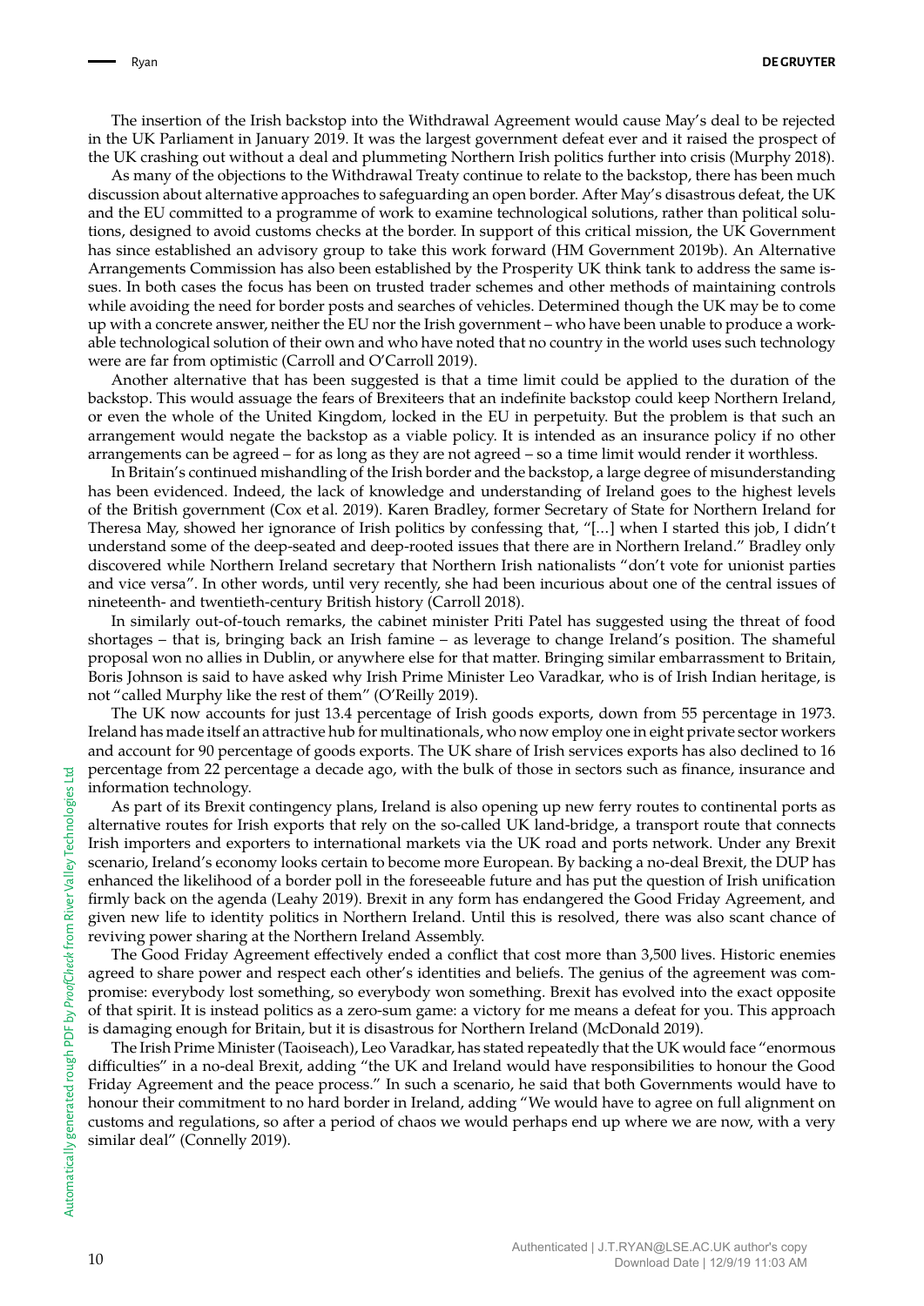The insertion of the Irish backstop into the Withdrawal Agreement would cause May's deal to be rejected in the UK Parliament in January 2019. It was the largest government defeat ever and it raised the prospect of the UK crashing out without a deal and plummeting Northern Irish politics further into crisis (Murphy 2018).

As many of the objections to the Withdrawal Treaty continue to relate to the backstop, there has been much discussion about alternative approaches to safeguarding an open border. After May's disastrous defeat, the UK and the EU committed to a programme of work to examine technological solutions, rather than political solutions, designed to avoid customs checks at the border. In support of this critical mission, the UK Government has since established an advisory group to take this work forward (HM Government 2019b). An Alternative Arrangements Commission has also been established by the Prosperity UK think tank to address the same issues. In both cases the focus has been on trusted trader schemes and other methods of maintaining controls while avoiding the need for border posts and searches of vehicles. Determined though the UK may be to come up with a concrete answer, neither the EU nor the Irish government – who have been unable to produce a workable technological solution of their own and who have noted that no country in the world uses such technology were are far from optimistic (Carroll and O'Carroll 2019).

Another alternative that has been suggested is that a time limit could be applied to the duration of the backstop. This would assuage the fears of Brexiteers that an indefinite backstop could keep Northern Ireland, or even the whole of the United Kingdom, locked in the EU in perpetuity. But the problem is that such an arrangement would negate the backstop as a viable policy. It is intended as an insurance policy if no other arrangements can be agreed – for as long as they are not agreed – so a time limit would render it worthless.

In Britain's continued mishandling of the Irish border and the backstop, a large degree of misunderstanding has been evidenced. Indeed, the lack of knowledge and understanding of Ireland goes to the highest levels of the British government (Cox et al. 2019). Karen Bradley, former Secretary of State for Northern Ireland for Theresa May, showed her ignorance of Irish politics by confessing that, "[...] when I started this job, I didn't understand some of the deep-seated and deep-rooted issues that there are in Northern Ireland." Bradley only discovered while Northern Ireland secretary that Northern Irish nationalists "don't vote for unionist parties and vice versa". In other words, until very recently, she had been incurious about one of the central issues of nineteenth- and twentieth-century British history (Carroll 2018).

In similarly out-of-touch remarks, the cabinet minister Priti Patel has suggested using the threat of food shortages – that is, bringing back an Irish famine – as leverage to change Ireland's position. The shameful proposal won no allies in Dublin, or anywhere else for that matter. Bringing similar embarrassment to Britain, Boris Johnson is said to have asked why Irish Prime Minister Leo Varadkar, who is of Irish Indian heritage, is not "called Murphy like the rest of them" (O'Reilly 2019).

The UK now accounts for just 13.4 percentage of Irish goods exports, down from 55 percentage in 1973. Ireland has made itself an attractive hub for multinationals, who now employ one in eight private sector workers and account for 90 percentage of goods exports. The UK share of Irish services exports has also declined to 16 percentage from 22 percentage a decade ago, with the bulk of those in sectors such as finance, insurance and information technology.

As part of its Brexit contingency plans, Ireland is also opening up new ferry routes to continental ports as alternative routes for Irish exports that rely on the so-called UK land-bridge, a transport route that connects Irish importers and exporters to international markets via the UK road and ports network. Under any Brexit scenario, Ireland's economy looks certain to become more European. By backing a no-deal Brexit, the DUP has enhanced the likelihood of a border poll in the foreseeable future and has put the question of Irish unification firmly back on the agenda (Leahy 2019). Brexit in any form has endangered the Good Friday Agreement, and given new life to identity politics in Northern Ireland. Until this is resolved, there was also scant chance of reviving power sharing at the Northern Ireland Assembly.

The Good Friday Agreement effectively ended a conflict that cost more than 3,500 lives. Historic enemies agreed to share power and respect each other's identities and beliefs. The genius of the agreement was compromise: everybody lost something, so everybody won something. Brexit has evolved into the exact opposite of that spirit. It is instead politics as a zero-sum game: a victory for me means a defeat for you. This approach is damaging enough for Britain, but it is disastrous for Northern Ireland (McDonald 2019).

The Irish Prime Minister (Taoiseach), Leo Varadkar, has stated repeatedly that the UK would face "enormous difficulties" in a no-deal Brexit, adding "the UK and Ireland would have responsibilities to honour the Good Friday Agreement and the peace process." In such a scenario, he said that both Governments would have to honour their commitment to no hard border in Ireland, adding "We would have to agree on full alignment on customs and regulations, so after a period of chaos we would perhaps end up where we are now, with a very similar deal" (Connelly 2019).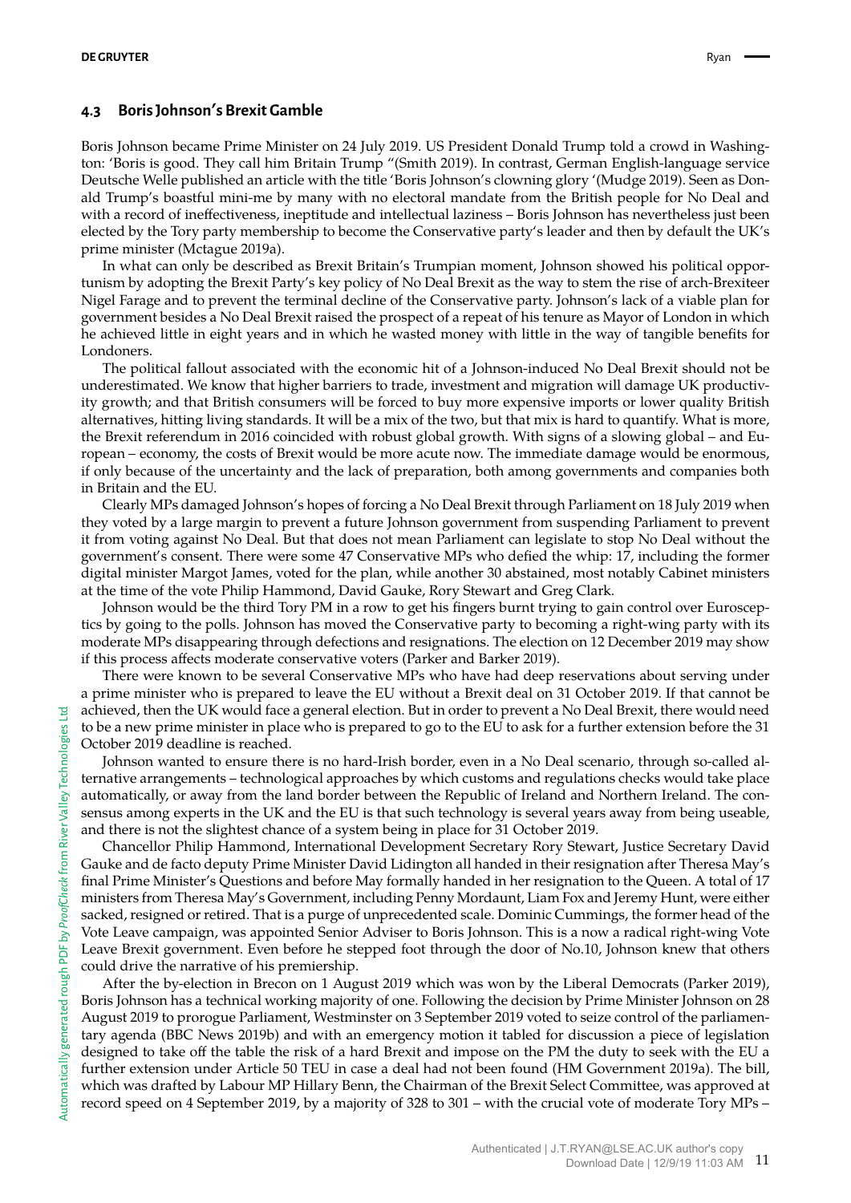### 4.3 Boris Johnson's Brexit Gamble

Boris Johnson became Prime Minister on 24 July 2019. US President Donald Trump told a crowd in Washington: 'Boris is good. They call him Britain Trump "(Smith 2019). In contrast, German English-language service Deutsche Welle published an article with the title 'Boris Johnson's clowning glory '(Mudge 2019). Seen as Donald Trump's boastful mini-me by many with no electoral mandate from the British people for No Deal and with a record of ineffectiveness, ineptitude and intellectual laziness – Boris Johnson has nevertheless just been elected by the Tory party membership to become the Conservative party's leader and then by default the UK's prime minister (Mctague 2019a).

In what can only be described as Brexit Britain's Trumpian moment, Johnson showed his political opportunism by adopting the Brexit Party's key policy of No Deal Brexit as the way to stem the rise of arch-Brexiteer Nigel Farage and to prevent the terminal decline of the Conservative party. Johnson's lack of a viable plan for government besides a No Deal Brexit raised the prospect of a repeat of his tenure as Mayor of London in which he achieved little in eight years and in which he wasted money with little in the way of tangible benefits for Londoners.

The political fallout associated with the economic hit of a Johnson-induced No Deal Brexit should not be underestimated. We know that higher barriers to trade, investment and migration will damage UK productivity growth; and that British consumers will be forced to buy more expensive imports or lower quality British alternatives, hitting living standards. It will be a mix of the two, but that mix is hard to quantify. What is more, the Brexit referendum in 2016 coincided with robust global growth. With signs of a slowing global – and European – economy, the costs of Brexit would be more acute now. The immediate damage would be enormous, if only because of the uncertainty and the lack of preparation, both among governments and companies both in Britain and the EU.

Clearly MPs damaged Johnson's hopes of forcing a No Deal Brexit through Parliament on 18 July 2019 when they voted by a large margin to prevent a future Johnson government from suspending Parliament to prevent it from voting against No Deal. But that does not mean Parliament can legislate to stop No Deal without the government's consent. There were some 47 Conservative MPs who defied the whip: 17, including the former digital minister Margot James, voted for the plan, while another 30 abstained, most notably Cabinet ministers at the time of the vote Philip Hammond, David Gauke, Rory Stewart and Greg Clark.

Johnson would be the third Tory PM in a row to get his fingers burnt trying to gain control over Eurosceptics by going to the polls. Johnson has moved the Conservative party to becoming a right-wing party with its moderate MPs disappearing through defections and resignations. The election on 12 December 2019 may show if this process affects moderate conservative voters (Parker and Barker 2019).

There were known to be several Conservative MPs who have had deep reservations about serving under a prime minister who is prepared to leave the EU without a Brexit deal on 31 October 2019. If that cannot be achieved, then the UK would face a general election. But in order to prevent a No Deal Brexit, there would need to be a new prime minister in place who is prepared to go to the EU to ask for a further extension before the 31 October 2019 deadline is reached.

Johnson wanted to ensure there is no hard-Irish border, even in a No Deal scenario, through so-called alternative arrangements – technological approaches by which customs and regulations checks would take place automatically, or away from the land border between the Republic of Ireland and Northern Ireland. The consensus among experts in the UK and the EU is that such technology is several years away from being useable, and there is not the slightest chance of a system being in place for 31 October 2019.

Chancellor Philip Hammond, International Development Secretary Rory Stewart, Justice Secretary David Gauke and de facto deputy Prime Minister David Lidington all handed in their resignation after Theresa May's final Prime Minister's Questions and before May formally handed in her resignation to the Queen. A total of 17 ministers from Theresa May's Government, including Penny Mordaunt, Liam Fox and Jeremy Hunt, were either sacked, resigned or retired. That is a purge of unprecedented scale. Dominic Cummings, the former head of the Vote Leave campaign, was appointed Senior Adviser to Boris Johnson. This is a now a radical right-wing Vote Leave Brexit government. Even before he stepped foot through the door of No.10, Johnson knew that others could drive the narrative of his premiership.

After the by-election in Brecon on 1 August 2019 which was won by the Liberal Democrats (Parker 2019), Boris Johnson has a technical working majority of one. Following the decision by Prime Minister Johnson on 28 August 2019 to prorogue Parliament, Westminster on 3 September 2019 voted to seize control of the parliamentary agenda (BBC News 2019b) and with an emergency motion it tabled for discussion a piece of legislation designed to take off the table the risk of a hard Brexit and impose on the PM the duty to seek with the EU a further extension under Article 50 TEU in case a deal had not been found (HM Government 2019a). The bill, which was drafted by Labour MP Hillary Benn, the Chairman of the Brexit Select Committee, was approved at record speed on 4 September 2019, by a majority of 328 to 301 – with the crucial vote of moderate Tory MPs –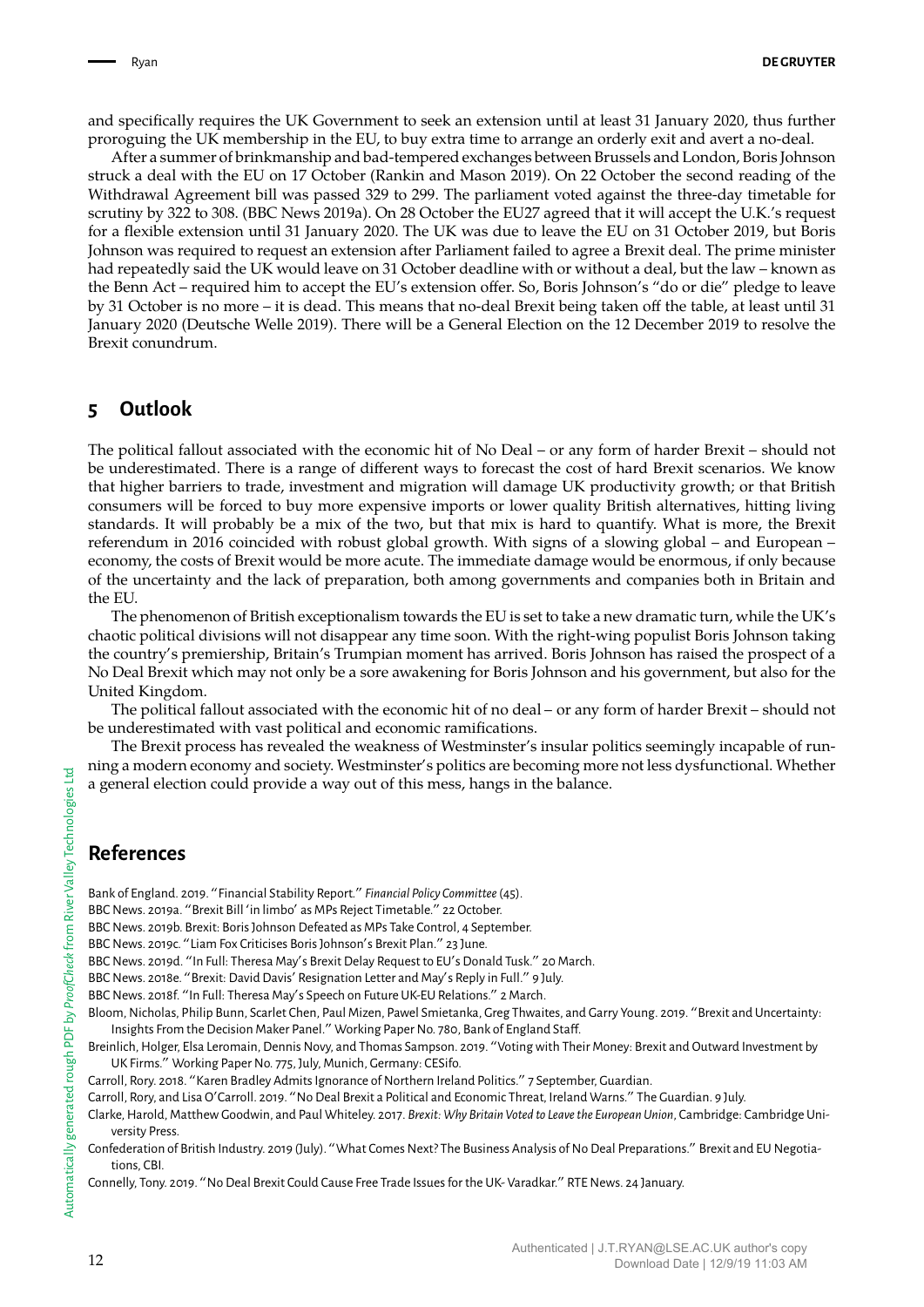and specifically requires the UK Government to seek an extension until at least 31 January 2020, thus further proroguing the UK membership in the EU, to buy extra time to arrange an orderly exit and avert a no-deal.

After a summer of brinkmanship and bad-tempered exchanges between Brussels and London, Boris Johnson struck a deal with the EU on 17 October (Rankin and Mason 2019). On 22 October the second reading of the Withdrawal Agreement bill was passed 329 to 299. The parliament voted against the three-day timetable for scrutiny by 322 to 308. (BBC News 2019a). On 28 October the EU27 agreed that it will accept the U.K.'s request for a flexible extension until 31 January 2020. The UK was due to leave the EU on 31 October 2019, but Boris Johnson was required to request an extension after Parliament failed to agree a Brexit deal. The prime minister had repeatedly said the UK would leave on 31 October deadline with or without a deal, but the law – known as the Benn Act – required him to accept the EU's extension offer. So, Boris Johnson's "do or die" pledge to leave by 31 October is no more – it is dead. This means that no-deal Brexit being taken off the table, at least until 31 January 2020 (Deutsche Welle 2019). There will be a General Election on the 12 December 2019 to resolve the Brexit conundrum.

## 5 Outlook

The political fallout associated with the economic hit of No Deal – or any form of harder Brexit – should not be underestimated. There is a range of different ways to forecast the cost of hard Brexit scenarios. We know that higher barriers to trade, investment and migration will damage UK productivity growth; or that British consumers will be forced to buy more expensive imports or lower quality British alternatives, hitting living standards. It will probably be a mix of the two, but that mix is hard to quantify. What is more, the Brexit referendum in 2016 coincided with robust global growth. With signs of a slowing global – and European – economy, the costs of Brexit would be more acute. The immediate damage would be enormous, if only because of the uncertainty and the lack of preparation, both among governments and companies both in Britain and the EU.

The phenomenon of British exceptionalism towards the EU is set to take a new dramatic turn, while the UK's chaotic political divisions will not disappear any time soon. With the right-wing populist Boris Johnson taking the country's premiership, Britain's Trumpian moment has arrived. Boris Johnson has raised the prospect of a No Deal Brexit which may not only be a sore awakening for Boris Johnson and his government, but also for the United Kingdom.

The political fallout associated with the economic hit of no deal – or any form of harder Brexit – should not be underestimated with vast political and economic ramifications.

The Brexit process has revealed the weakness of Westminster's insular politics seemingly incapable of running a modern economy and society. Westminster's politics are becoming more not less dysfunctional. Whether a general election could provide a way out of this mess, hangs in the balance.

## References

Bank of England. 2019. "Financial Stability Report." *Financial Policy Committee* (45).

BBC News. 2019a. "Brexit Bill 'in limbo' as MPs Reject Timetable." 22 October.

BBC News. 2019b. Brexit: Boris Johnson Defeated as MPs Take Control, 4 September.

BBC News. 2019c. "Liam Fox Criticises Boris Johnson's Brexit Plan." 23 June.

BBC News. 2019d. "In Full: Theresa May's Brexit Delay Request to EU's Donald Tusk." 20 March.

BBC News. 2018e. "Brexit: David Davis' Resignation Letter and May's Reply in Full." 9 July.

BBC News. 2018f. "In Full: Theresa May's Speech on Future UK-EU Relations." 2 March.

Bloom, Nicholas, Philip Bunn, Scarlet Chen, Paul Mizen, Pawel Smietanka, Greg Thwaites, and Garry Young. 2019. "Brexit and Uncertainty: Insights From the Decision Maker Panel." Working Paper No. 780, Bank of England Staff.

Breinlich, Holger, Elsa Leromain, Dennis Novy, and Thomas Sampson. 2019. "Voting with Their Money: Brexit and Outward Investment by UK Firms." Working Paper No. 775, July, Munich, Germany: CESifo.

Carroll, Rory. 2018. "Karen Bradley Admits Ignorance of Northern Ireland Politics." 7 September, Guardian.

Carroll, Rory, and Lisa O'Carroll. 2019. "No Deal Brexit a Political and Economic Threat, Ireland Warns." The Guardian. 9 July.

Clarke, Harold, Matthew Goodwin, and Paul Whiteley. 2017. *Brexit: Why Britain Voted to Leave the European Union*, Cambridge: Cambridge University Press.

Confederation of British Industry. 2019 (July). "What Comes Next? The Business Analysis of No Deal Preparations." Brexit and EU Negotiations, CBI.

Connelly, Tony. 2019. "No Deal Brexit Could Cause Free Trade Issues for the UK- Varadkar." RTE News. 24 January.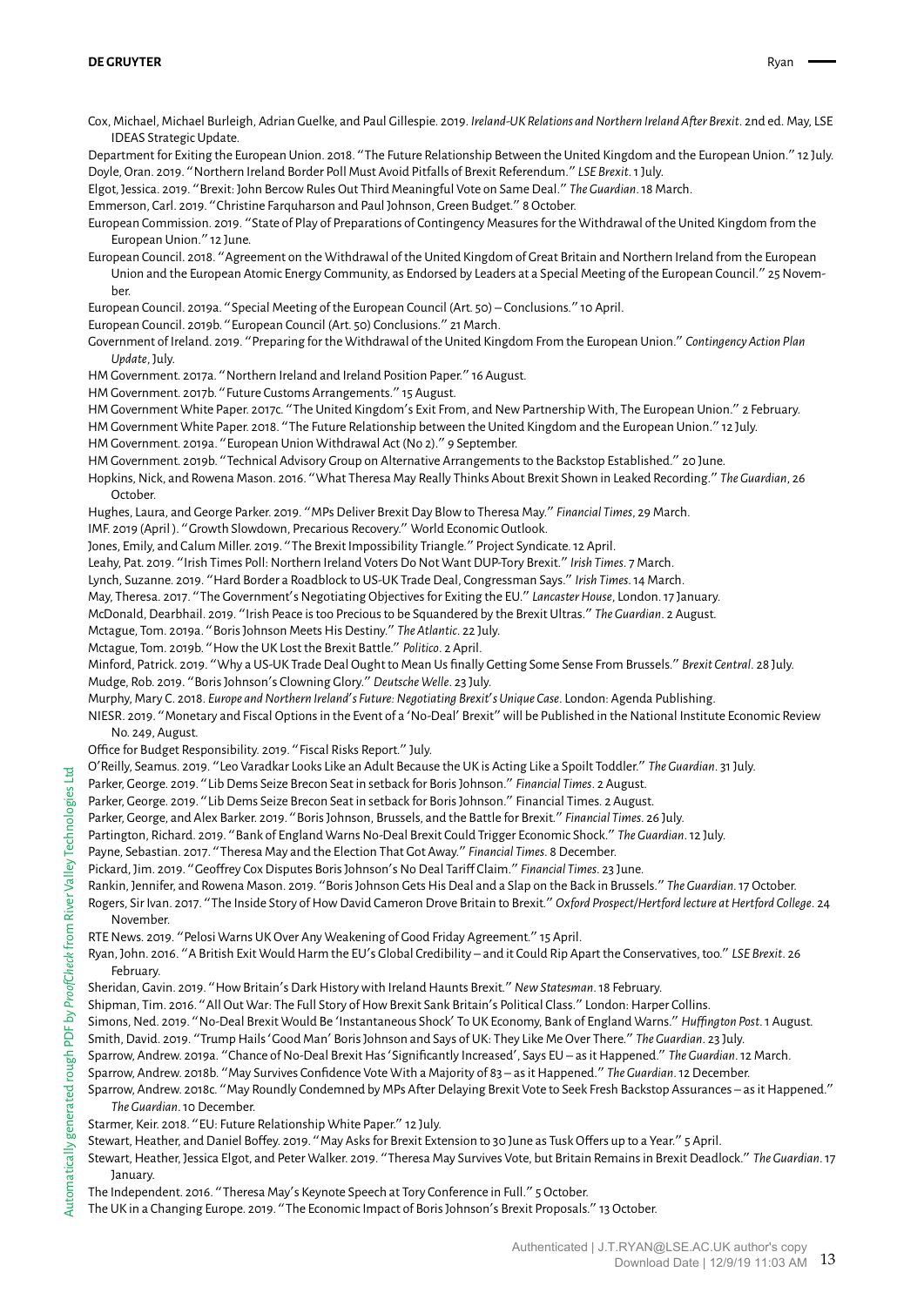Cox, Michael, Michael Burleigh, Adrian Guelke, and Paul Gillespie. 2019. *Ireland-UK Relations and Northern Ireland After Brexit*. 2nd ed. May, LSE IDEAS Strategic Update.

Department for Exiting the European Union. 2018. "The Future Relationship Between the United Kingdom and the European Union." 12 July.

Doyle, Oran. 2019. "Northern Ireland Border Poll Must Avoid Pitfalls of Brexit Referendum." *LSE Brexit*. 1 July.

Elgot, Jessica. 2019. "Brexit: John Bercow Rules Out Third Meaningful Vote on Same Deal." *The Guardian*. 18 March.

Emmerson, Carl. 2019. "Christine Farquharson and Paul Johnson, Green Budget." 8 October.

European Commission. 2019. "State of Play of Preparations of Contingency Measures for the Withdrawal of the United Kingdom from the European Union." 12 June.

European Council. 2018. "Agreement on the Withdrawal of the United Kingdom of Great Britain and Northern Ireland from the European Union and the European Atomic Energy Community, as Endorsed by Leaders at a Special Meeting of the European Council." 25 November.

European Council. 2019a. "Special Meeting of the European Council (Art. 50) – Conclusions." 10 April.

European Council. 2019b. "European Council (Art. 50) Conclusions." 21 March.

Government of Ireland. 2019. "Preparing for the Withdrawal of the United Kingdom From the European Union." *Contingency Action Plan Update*, July.

HM Government. 2017a. "Northern Ireland and Ireland Position Paper." 16 August.

HM Government. 2017b. "Future Customs Arrangements." 15 August.

HM Government White Paper. 2017c. "The United Kingdom's Exit From, and New Partnership With, The European Union." 2 February.

HM Government White Paper. 2018. "The Future Relationship between the United Kingdom and the European Union." 12 July.

HM Government. 2019a. "European Union Withdrawal Act (No 2)." 8 September.

HM Government. 2019b. "Technical Advisory Group on Alternative Arrangements to the Backstop Established." 20 June.

Hopkins, Nick, and Rowena Mason. 2016. "What Theresa May Really Thinks About Brexit Shown in Leaked Recording." *The Guardian*, 26 October.

Hughes, Laura, and George Parker. 2019. "MPs Deliver Brexit Day Blow to Theresa May." *Financial Times*, 29 March.

IMF. 2019 (April ). "Growth Slowdown, Precarious Recovery." World Economic Outlook.

Jones, Emily, and Calum Miller. 2019. "The Brexit Impossibility Triangle." Project Syndicate. 12 April.

Leahy, Pat. 2019. "Irish Times Poll: Northern Ireland Voters Do Not Want DUP-Tory Brexit." *Irish Times*. 7 March.

Lynch, Suzanne. 2019. "Hard Border a Roadblock to US-UK Trade Deal, Congressman Says." *Irish Times*. 14 March.

May, Theresa. 2017. "The Government's Negotiating Objectives for Exiting the EU." *Lancaster House*, London. 17 January.

McDonald, Dearbhail. 2019. "Irish Peace is too Precious to be Squandered by the Brexit Ultras." *The Guardian*. 2 August.

Mctague, Tom. 2019a. "Boris Johnson Meets His Destiny." *The Atlantic*. 22 July.

Mctague, Tom. 2019b. "How the UK Lost the Brexit Battle." *Politico*. 2 April.

Minford, Patrick. 2019. "Why a US-UK Trade Deal Ought to Mean Us finally Getting Some Sense From Brussels." *Brexit Central*. 28 July.

Mudge, Rob. 2019. "Boris Johnson's Clowning Glory." *Deutsche Welle*. 23 July.

Murphy, Mary C. 2018. *Europe and Northern Ireland's Future: Negotiating Brexit's Unique Case*. London: Agenda Publishing.

NIESR. 2019. "Monetary and Fiscal Options in the Event of a 'No-Deal' Brexit" will be Published in the National Institute Economic Review No. 249, August.

Office for Budget Responsibility. 2019. "Fiscal Risks Report." July.

O'Reilly, Seamus. 2019. "Leo Varadkar Looks Like an Adult Because the UK is Acting Like a Spoilt Toddler." *The Guardian*. 31 July.

Parker, George. 2019. "Lib Dems Seize Brecon Seat in setback for Boris Johnson." *Financial Times*. 2 August.

Parker, George. 2019. "Lib Dems Seize Brecon Seat in setback for Boris Johnson." Financial Times. 2 August.

Parker, George, and Alex Barker. 2019. "Boris Johnson, Brussels, and the Battle for Brexit." *Financial Times*. 26 July.

Partington, Richard. 2019. "Bank of England Warns No-Deal Brexit Could Trigger Economic Shock." *The Guardian*. 12 July.

Payne, Sebastian. 2017. "Theresa May and the Election That Got Away." *Financial Times*. 8 December.

Pickard, Jim. 2019. "Geoffrey Cox Disputes Boris Johnson's No Deal Tariff Claim." *Financial Times*. 23 June.

Rankin, Jennifer, and Rowena Mason. 2019. "Boris Johnson Gets His Deal and a Slap on the Back in Brussels." *The Guardian*. 17 October.

Rogers, Sir Ivan. 2017. "The Inside Story of How David Cameron Drove Britain to Brexit." *Oxford Prospect/Hertford lecture at Hertford College*. 24 November.

RTE News. 2019. "Pelosi Warns UK Over Any Weakening of Good Friday Agreement." 15 April.

Ryan, John. 2016. "A British Exit Would Harm the EU's Global Credibility – and it Could Rip Apart the Conservatives, too." *LSE Brexit*. 26 February.

Sheridan, Gavin. 2019. "How Britain's Dark History with Ireland Haunts Brexit." *New Statesman*. 18 February.

Shipman, Tim. 2016. "All Out War: The Full Story of How Brexit Sank Britain's Political Class." London: Harper Collins.

Simons, Ned. 2019. "No-Deal Brexit Would Be 'Instantaneous Shock' To UK Economy, Bank of England Warns." *Huffington Post*. 1 August.

Smith, David. 2019. "Trump Hails 'Good Man' Boris Johnson and Says of UK: They Like Me Over There." *The Guardian*. 23 July.

Sparrow, Andrew. 2019a. "Chance of No-Deal Brexit Has 'Significantly Increased', Says EU – as it Happened." *The Guardian*. 12 March.

Sparrow, Andrew. 2018b. "May Survives Confidence Vote With a Majority of 83 – as it Happened." *The Guardian*. 12 December.

Sparrow, Andrew. 2018c. "May Roundly Condemned by MPs After Delaying Brexit Vote to Seek Fresh Backstop Assurances – as it Happened." *The Guardian*. 10 December.

Starmer, Keir. 2018. "EU: Future Relationship White Paper." 12 July.

Stewart, Heather, and Daniel Boffey. 2019. "May Asks for Brexit Extension to 30 June as Tusk Offers up to a Year." 5 April.

Stewart, Heather, Jessica Elgot, and Peter Walker. 2019. "Theresa May Survives Vote, but Britain Remains in Brexit Deadlock." *The Guardian*. 17 January.

The Independent. 2016. "Theresa May's Keynote Speech at Tory Conference in Full." 5 October.

The UK in a Changing Europe. 2019. "The Economic Impact of Boris Johnson's Brexit Proposals." 13 October.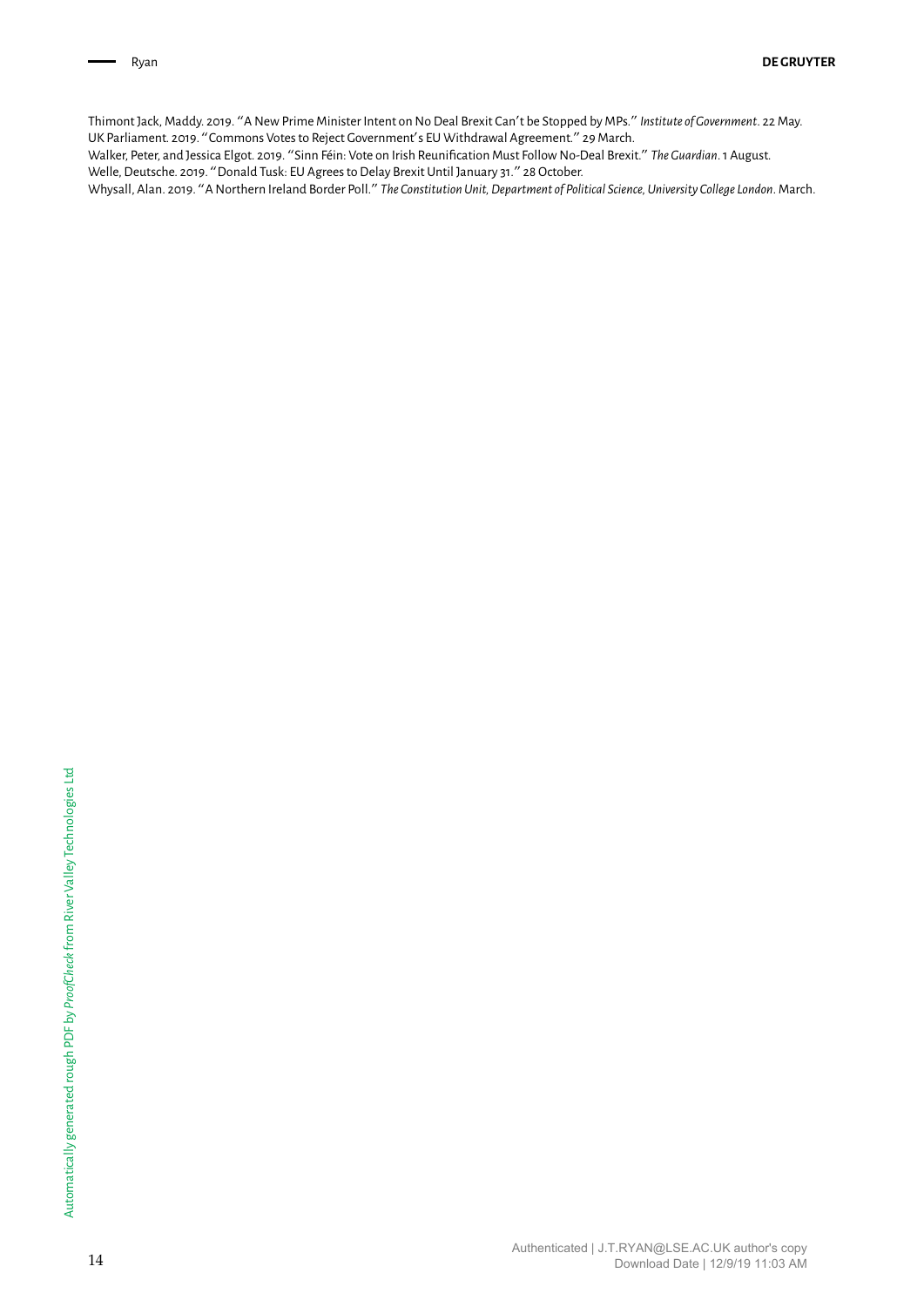Thimont Jack, Maddy. 2019. "A New Prime Minister Intent on No Deal Brexit Can't be Stopped by MPs." *Institute of Government*. 22 May.
UK Parliament. 2019. "Commons Votes to Reject Government's EU Withdrawal Agreement." 29 March.
Walker, Peter, and Jessica Elgot. 2019. "Sinn Féin: Vote on Irish Reunification Must Follow No-Deal Brexit." *The Guardian*. 1 August.
Welle, Deutsche. 2019. "Donald Tusk: EU Agrees to Delay Brexit Until January 31." 28 October.
Whysall, Alan. 2019. "A Northern Ireland Border Poll." *The Constitution Unit, Department of Political Science, University College London*. March.